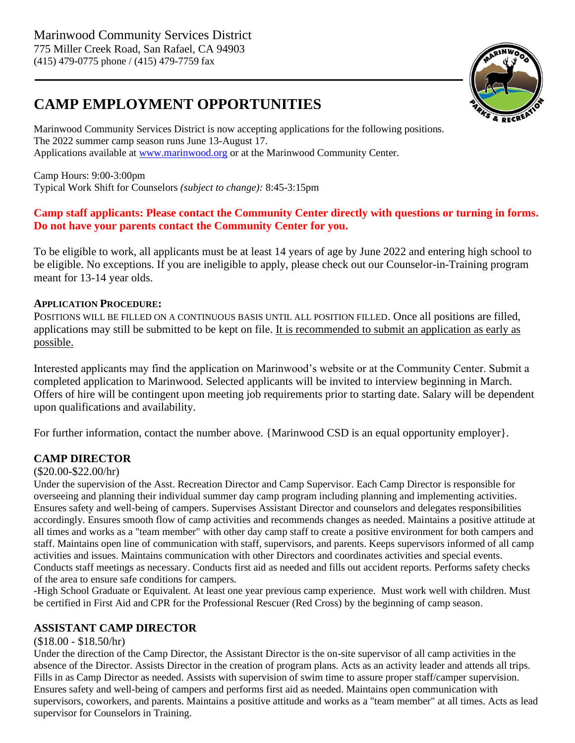Marinwood Community Services District
775 Miller Creek Road, San Rafael, CA 94903
(415) 479-0775 phone / (415) 479-7759 fax

# CAMP EMPLOYMENT OPPORTUNITIES

Marinwood Community Services District is now accepting applications for the following positions.
The 2022 summer camp season runs June 13-August 17.
Applications available at www.marinwood.org or at the Marinwood Community Center.

Camp Hours: 9:00-3:00pm
Typical Work Shift for Counselors *(subject to change):* 8:45-3:15pm

**Camp staff applicants: Please contact the Community Center directly with questions or turning in forms. Do not have your parents contact the Community Center for you.**

To be eligible to work, all applicants must be at least 14 years of age by June 2022 and entering high school to be eligible. No exceptions. If you are ineligible to apply, please check out our Counselor-in-Training program meant for 13-14 year olds.

**APPLICATION PROCEDURE:**

POSITIONS WILL BE FILLED ON A CONTINUOUS BASIS UNTIL ALL POSITION FILLED. Once all positions are filled, applications may still be submitted to be kept on file. It is recommended to submit an application as early as possible.

Interested applicants may find the application on Marinwood's website or at the Community Center. Submit a completed application to Marinwood. Selected applicants will be invited to interview beginning in March. Offers of hire will be contingent upon meeting job requirements prior to starting date. Salary will be dependent upon qualifications and availability.

For further information, contact the number above. {Marinwood CSD is an equal opportunity employer}.

## CAMP DIRECTOR

($20.00-$22.00/hr)

Under the supervision of the Asst. Recreation Director and Camp Supervisor. Each Camp Director is responsible for overseeing and planning their individual summer day camp program including planning and implementing activities. Ensures safety and well-being of campers. Supervises Assistant Director and counselors and delegates responsibilities accordingly. Ensures smooth flow of camp activities and recommends changes as needed. Maintains a positive attitude at all times and works as a "team member" with other day camp staff to create a positive environment for both campers and staff. Maintains open line of communication with staff, supervisors, and parents. Keeps supervisors informed of all camp activities and issues. Maintains communication with other Directors and coordinates activities and special events. Conducts staff meetings as necessary. Conducts first aid as needed and fills out accident reports. Performs safety checks of the area to ensure safe conditions for campers.

-High School Graduate or Equivalent. At least one year previous camp experience. Must work well with children. Must be certified in First Aid and CPR for the Professional Rescuer (Red Cross) by the beginning of camp season.

## ASSISTANT CAMP DIRECTOR

($18.00 - $18.50/hr)

Under the direction of the Camp Director, the Assistant Director is the on-site supervisor of all camp activities in the absence of the Director. Assists Director in the creation of program plans. Acts as an activity leader and attends all trips. Fills in as Camp Director as needed. Assists with supervision of swim time to assure proper staff/camper supervision. Ensures safety and well-being of campers and performs first aid as needed. Maintains open communication with supervisors, coworkers, and parents. Maintains a positive attitude and works as a "team member" at all times. Acts as lead supervisor for Counselors in Training.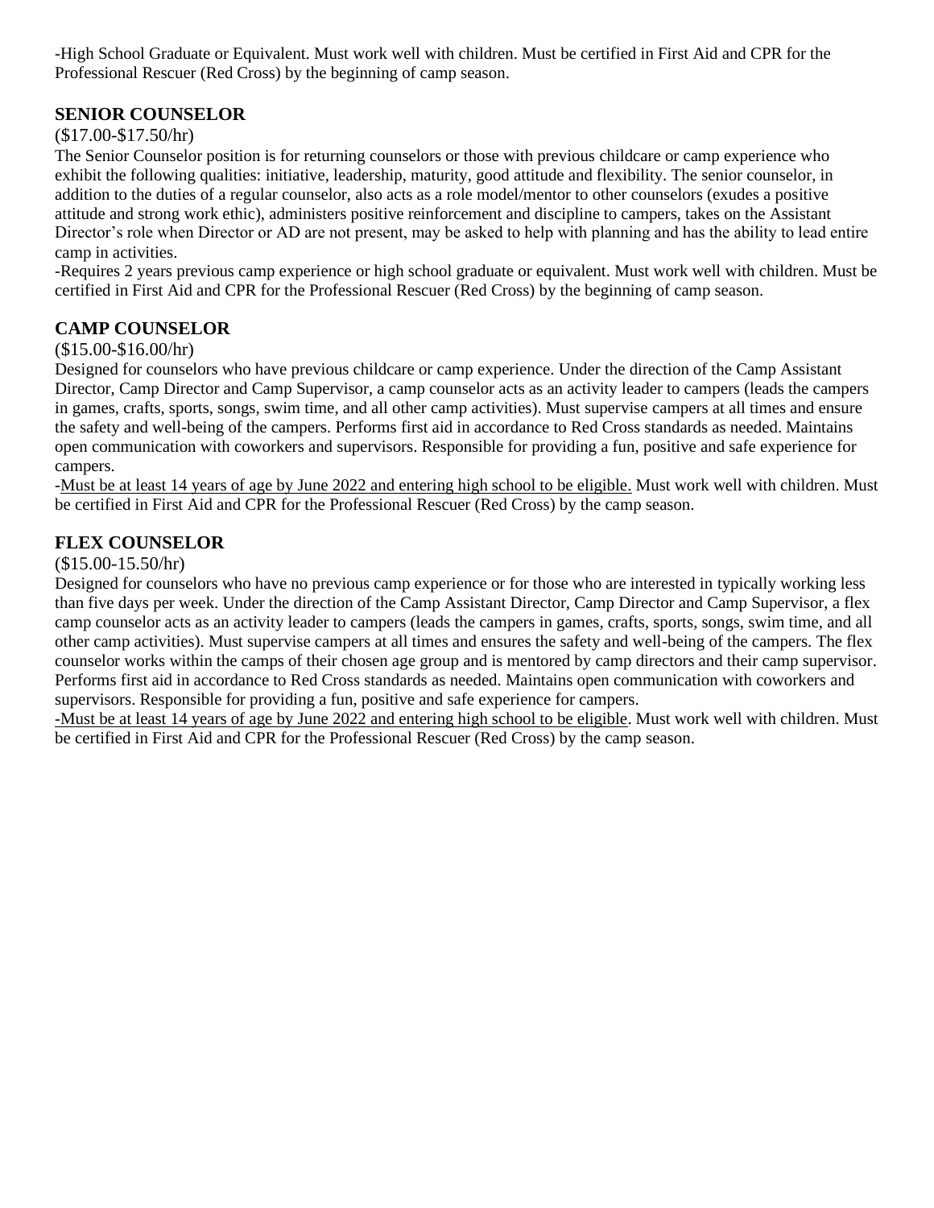-High School Graduate or Equivalent. Must work well with children. Must be certified in First Aid and CPR for the Professional Rescuer (Red Cross) by the beginning of camp season.

## SENIOR COUNSELOR

($17.00-$17.50/hr)

The Senior Counselor position is for returning counselors or those with previous childcare or camp experience who exhibit the following qualities: initiative, leadership, maturity, good attitude and flexibility. The senior counselor, in addition to the duties of a regular counselor, also acts as a role model/mentor to other counselors (exudes a positive attitude and strong work ethic), administers positive reinforcement and discipline to campers, takes on the Assistant Director's role when Director or AD are not present, may be asked to help with planning and has the ability to lead entire camp in activities.

-Requires 2 years previous camp experience or high school graduate or equivalent. Must work well with children. Must be certified in First Aid and CPR for the Professional Rescuer (Red Cross) by the beginning of camp season.

## CAMP COUNSELOR

($15.00-$16.00/hr)

Designed for counselors who have previous childcare or camp experience. Under the direction of the Camp Assistant Director, Camp Director and Camp Supervisor, a camp counselor acts as an activity leader to campers (leads the campers in games, crafts, sports, songs, swim time, and all other camp activities). Must supervise campers at all times and ensure the safety and well-being of the campers. Performs first aid in accordance to Red Cross standards as needed. Maintains open communication with coworkers and supervisors. Responsible for providing a fun, positive and safe experience for campers.

-<u>Must be at least 14 years of age by June 2022 and entering high school to be eligible.</u> Must work well with children. Must be certified in First Aid and CPR for the Professional Rescuer (Red Cross) by the camp season.

## FLEX COUNSELOR

($15.00-15.50/hr)

Designed for counselors who have no previous camp experience or for those who are interested in typically working less than five days per week. Under the direction of the Camp Assistant Director, Camp Director and Camp Supervisor, a flex camp counselor acts as an activity leader to campers (leads the campers in games, crafts, sports, songs, swim time, and all other camp activities). Must supervise campers at all times and ensures the safety and well-being of the campers. The flex counselor works within the camps of their chosen age group and is mentored by camp directors and their camp supervisor. Performs first aid in accordance to Red Cross standards as needed. Maintains open communication with coworkers and supervisors. Responsible for providing a fun, positive and safe experience for campers.

<u>-Must be at least 14 years of age by June 2022 and entering high school to be eligible</u>. Must work well with children. Must be certified in First Aid and CPR for the Professional Rescuer (Red Cross) by the camp season.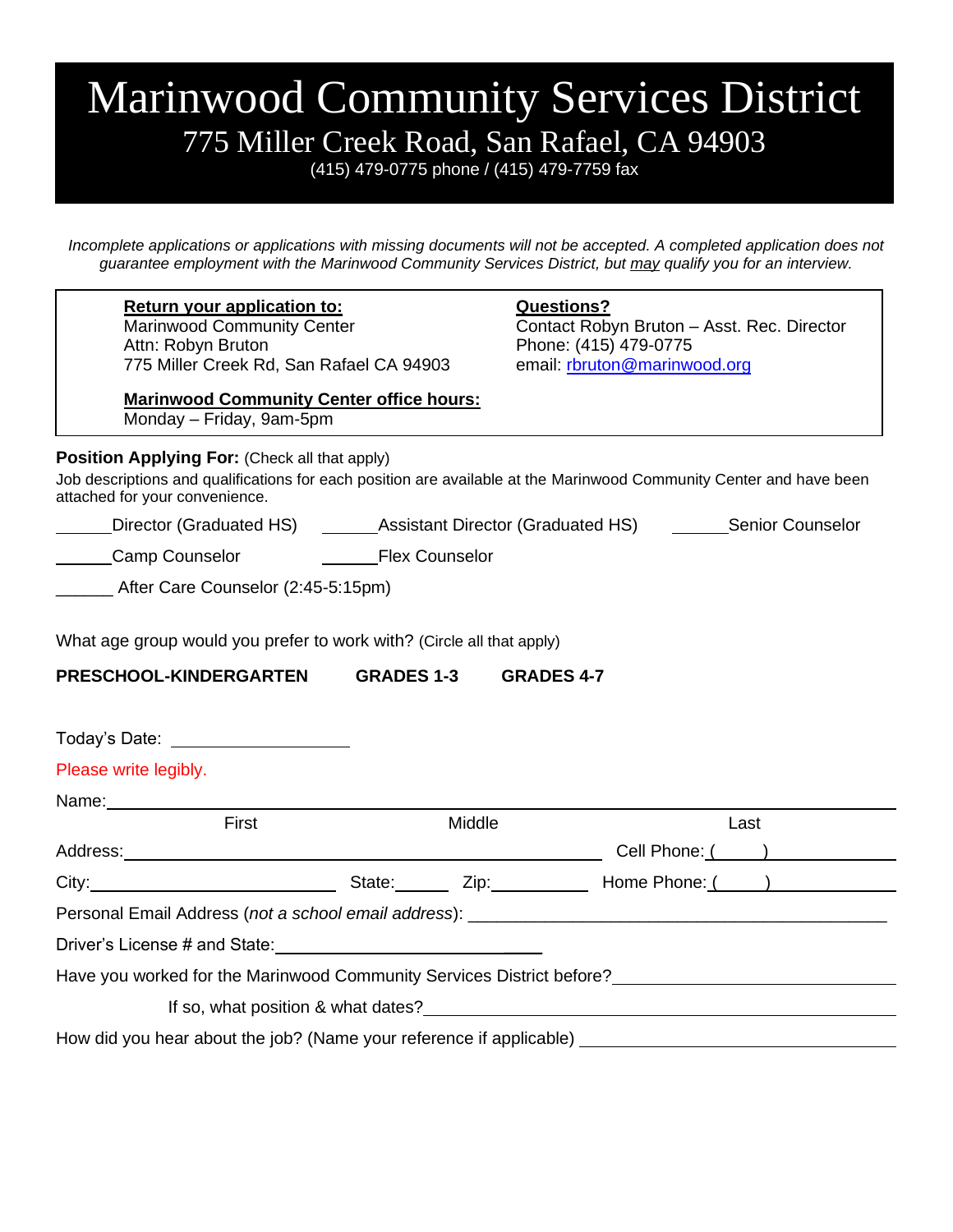# Marinwood Community Services District

## 775 Miller Creek Road, San Rafael, CA 94903

(415) 479-0775 phone / (415) 479-7759 fax

*Incomplete applications or applications with missing documents will not be accepted. A completed application does not guarantee employment with the Marinwood Community Services District, but may qualify you for an interview.*

**Return your application to:**
Marinwood Community Center
Attn: Robyn Bruton
775 Miller Creek Rd, San Rafael CA 94903

**Questions?**
Contact Robyn Bruton – Asst. Rec. Director
Phone: (415) 479-0775
email: rbruton@marinwood.org

**Marinwood Community Center office hours:**
Monday – Friday, 9am-5pm

**Position Applying For:** (Check all that apply)

Job descriptions and qualifications for each position are available at the Marinwood Community Center and have been attached for your convenience.

______Director (Graduated HS) ______Assistant Director (Graduated HS) ______Senior Counselor

______Camp Counselor ______Flex Counselor

______ After Care Counselor (2:45-5:15pm)

What age group would you prefer to work with? (Circle all that apply)

**PRESCHOOL-KINDERGARTEN** **GRADES 1-3** **GRADES 4-7**

Today's Date: ____________________

Please write legibly.

Name:______________________________________________________________________________
First Middle Last

Address:_______________________________________________ Cell Phone: (____) ______________

City:__________________________ State:______ Zip:__________ Home Phone: (____) _____________

Personal Email Address (*not a school email address*): ___________________________________________

Driver's License # and State:______________________________

Have you worked for the Marinwood Community Services District before?___________________________

If so, what position & what dates?_______________________________________________________

How did you hear about the job? (Name your reference if applicable) _______________________________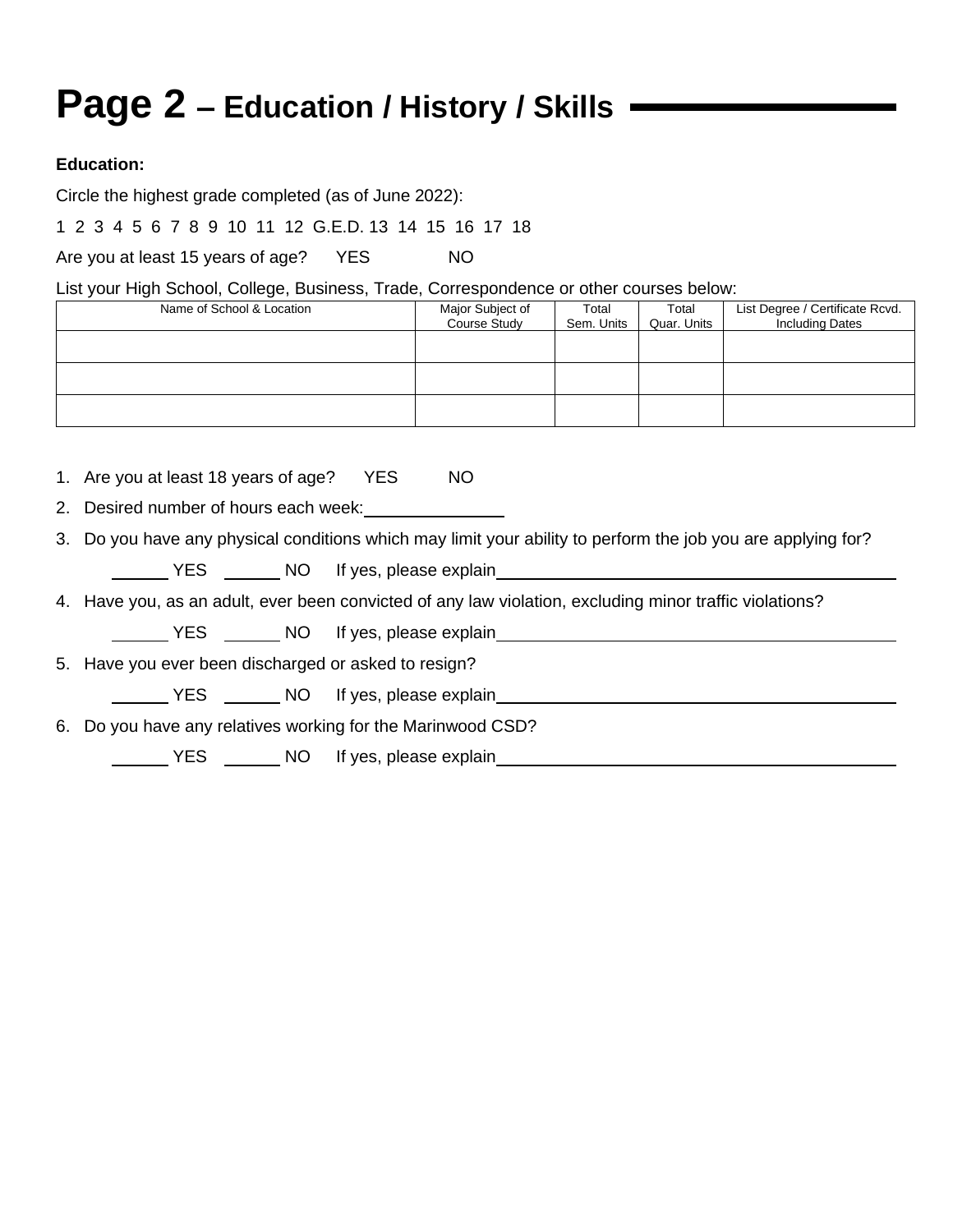# Page 2 – Education / History / Skills

**Education:**

Circle the highest grade completed (as of June 2022):

1 2 3 4 5 6 7 8 9 10 11 12 G.E.D. 13 14 15 16 17 18

Are you at least 15 years of age? YES NO

List your High School, College, Business, Trade, Correspondence or other courses below:

| Name of School & Location | Major Subject of Course Study | Total Sem. Units | Total Quar. Units | List Degree / Certificate Rcvd. Including Dates |
|---|---|---|---|---|
| | | | | |
| | | | | |
| | | | | |

1. Are you at least 18 years of age? YES NO
2. Desired number of hours each week: ______________
3. Do you have any physical conditions which may limit your ability to perform the job you are applying for?

   ______ YES ______ NO If yes, please explain ________________________________________

4. Have you, as an adult, ever been convicted of any law violation, excluding minor traffic violations?

   ______ YES ______ NO If yes, please explain ________________________________________

5. Have you ever been discharged or asked to resign?

   ______ YES ______ NO If yes, please explain ________________________________________

6. Do you have any relatives working for the Marinwood CSD?

   ______ YES ______ NO If yes, please explain ________________________________________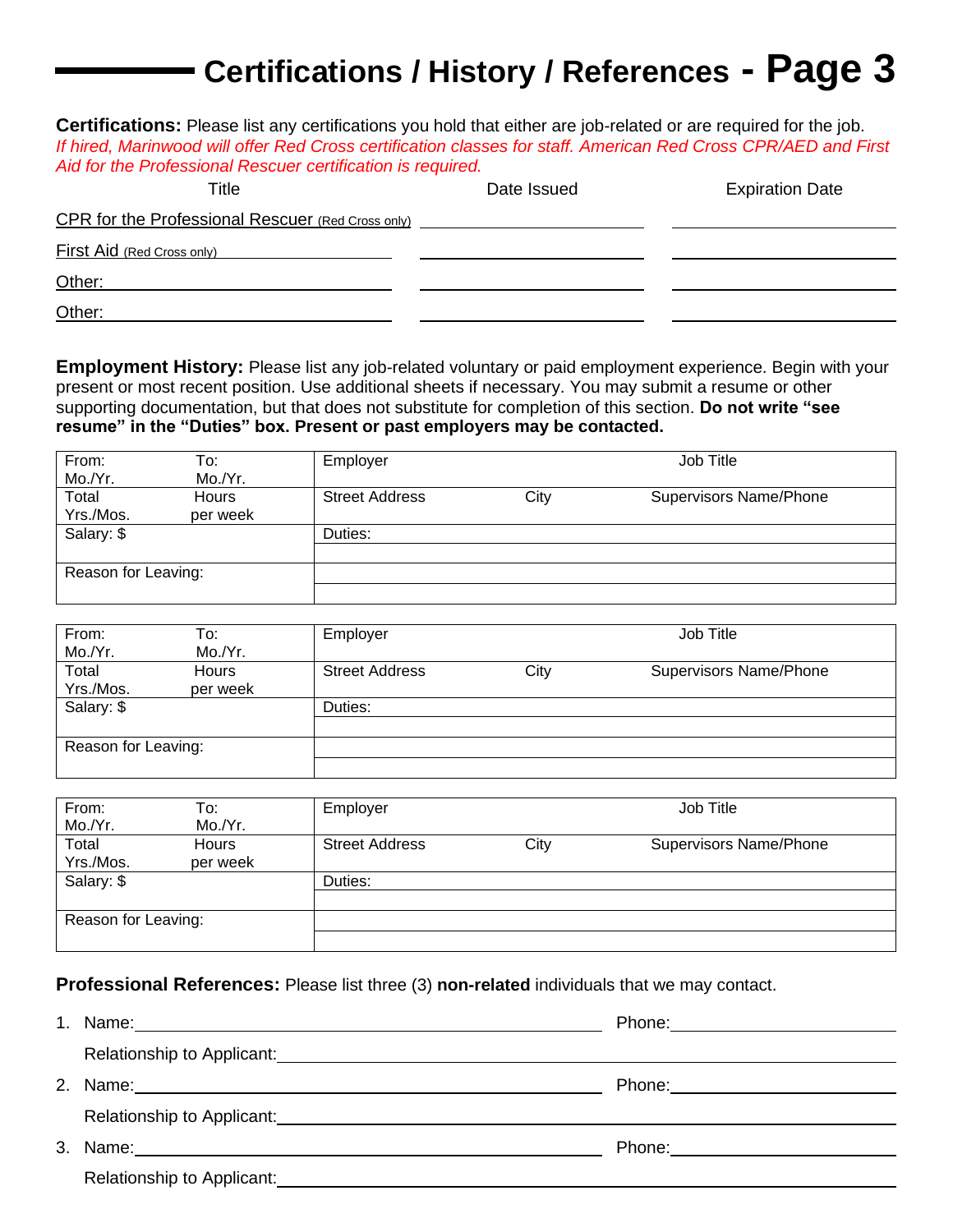# Certifications / History / References - Page 3

**Certifications:** Please list any certifications you hold that either are job-related or are required for the job. *If hired, Marinwood will offer Red Cross certification classes for staff. American Red Cross CPR/AED and First Aid for the Professional Rescuer certification is required.*

| Title | Date Issued | Expiration Date |
|---|---|---|
| CPR for the Professional Rescuer (Red Cross only) | | |
| First Aid (Red Cross only) | | |
| Other: | | |
| Other: | | |

**Employment History:** Please list any job-related voluntary or paid employment experience. Begin with your present or most recent position. Use additional sheets if necessary. You may submit a resume or other supporting documentation, but that does not substitute for completion of this section. **Do not write "see resume" in the "Duties" box. Present or past employers may be contacted.**

| From: Mo./Yr. | To: Mo./Yr. | Employer | | Job Title |
|---|---|---|---|---|
| Total Yrs./Mos. | Hours per week | Street Address | City | Supervisors Name/Phone |
| Salary: $ | | Duties: | | |
| | | | | |
| Reason for Leaving: | | | | |
| | | | | |

| From: Mo./Yr. | To: Mo./Yr. | Employer | | Job Title |
|---|---|---|---|---|
| Total Yrs./Mos. | Hours per week | Street Address | City | Supervisors Name/Phone |
| Salary: $ | | Duties: | | |
| | | | | |
| Reason for Leaving: | | | | |
| | | | | |

| From: Mo./Yr. | To: Mo./Yr. | Employer | | Job Title |
|---|---|---|---|---|
| Total Yrs./Mos. | Hours per week | Street Address | City | Supervisors Name/Phone |
| Salary: $ | | Duties: | | |
| | | | | |
| Reason for Leaving: | | | | |
| | | | | |

**Professional References:** Please list three (3) **non-related** individuals that we may contact.

1. Name: ______________________ Phone: ______________

   Relationship to Applicant: ______________________

2. Name: ______________________ Phone: ______________

   Relationship to Applicant: ______________________

3. Name: ______________________ Phone: ______________

   Relationship to Applicant: ______________________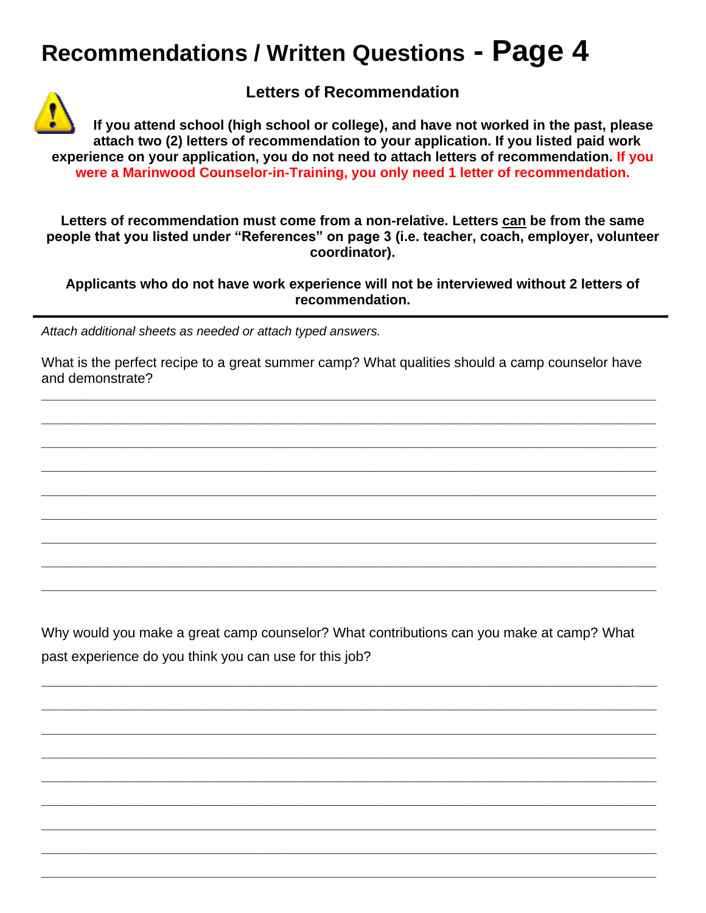# Recommendations / Written Questions - Page 4

### Letters of Recommendation

**If you attend school (high school or college), and have not worked in the past, please attach two (2) letters of recommendation to your application. If you listed paid work experience on your application, you do not need to attach letters of recommendation. If you were a Marinwood Counselor-in-Training, you only need 1 letter of recommendation.**

**Letters of recommendation must come from a non-relative. Letters can be from the same people that you listed under "References" on page 3 (i.e. teacher, coach, employer, volunteer coordinator).**

**Applicants who do not have work experience will not be interviewed without 2 letters of recommendation.**

---

*Attach additional sheets as needed or attach typed answers.*

What is the perfect recipe to a great summer camp? What qualities should a camp counselor have and demonstrate?

\_\_\_\_\_\_\_\_\_\_\_\_\_\_\_\_\_\_\_\_\_\_\_\_\_\_\_\_\_\_\_\_\_\_\_\_\_\_\_\_\_\_\_\_\_\_\_\_\_\_\_\_\_\_\_\_\_\_\_\_\_\_\_\_\_\_\_\_\_\_\_\_\_\_\_\_\_\_

\_\_\_\_\_\_\_\_\_\_\_\_\_\_\_\_\_\_\_\_\_\_\_\_\_\_\_\_\_\_\_\_\_\_\_\_\_\_\_\_\_\_\_\_\_\_\_\_\_\_\_\_\_\_\_\_\_\_\_\_\_\_\_\_\_\_\_\_\_\_\_\_\_\_\_\_\_\_

\_\_\_\_\_\_\_\_\_\_\_\_\_\_\_\_\_\_\_\_\_\_\_\_\_\_\_\_\_\_\_\_\_\_\_\_\_\_\_\_\_\_\_\_\_\_\_\_\_\_\_\_\_\_\_\_\_\_\_\_\_\_\_\_\_\_\_\_\_\_\_\_\_\_\_\_\_\_

\_\_\_\_\_\_\_\_\_\_\_\_\_\_\_\_\_\_\_\_\_\_\_\_\_\_\_\_\_\_\_\_\_\_\_\_\_\_\_\_\_\_\_\_\_\_\_\_\_\_\_\_\_\_\_\_\_\_\_\_\_\_\_\_\_\_\_\_\_\_\_\_\_\_\_\_\_\_

\_\_\_\_\_\_\_\_\_\_\_\_\_\_\_\_\_\_\_\_\_\_\_\_\_\_\_\_\_\_\_\_\_\_\_\_\_\_\_\_\_\_\_\_\_\_\_\_\_\_\_\_\_\_\_\_\_\_\_\_\_\_\_\_\_\_\_\_\_\_\_\_\_\_\_\_\_\_

\_\_\_\_\_\_\_\_\_\_\_\_\_\_\_\_\_\_\_\_\_\_\_\_\_\_\_\_\_\_\_\_\_\_\_\_\_\_\_\_\_\_\_\_\_\_\_\_\_\_\_\_\_\_\_\_\_\_\_\_\_\_\_\_\_\_\_\_\_\_\_\_\_\_\_\_\_\_

\_\_\_\_\_\_\_\_\_\_\_\_\_\_\_\_\_\_\_\_\_\_\_\_\_\_\_\_\_\_\_\_\_\_\_\_\_\_\_\_\_\_\_\_\_\_\_\_\_\_\_\_\_\_\_\_\_\_\_\_\_\_\_\_\_\_\_\_\_\_\_\_\_\_\_\_\_\_

\_\_\_\_\_\_\_\_\_\_\_\_\_\_\_\_\_\_\_\_\_\_\_\_\_\_\_\_\_\_\_\_\_\_\_\_\_\_\_\_\_\_\_\_\_\_\_\_\_\_\_\_\_\_\_\_\_\_\_\_\_\_\_\_\_\_\_\_\_\_\_\_\_\_\_\_\_\_

\_\_\_\_\_\_\_\_\_\_\_\_\_\_\_\_\_\_\_\_\_\_\_\_\_\_\_\_\_\_\_\_\_\_\_\_\_\_\_\_\_\_\_\_\_\_\_\_\_\_\_\_\_\_\_\_\_\_\_\_\_\_\_\_\_\_\_\_\_\_\_\_\_\_\_\_\_\_

Why would you make a great camp counselor? What contributions can you make at camp? What past experience do you think you can use for this job?

\_\_\_\_\_\_\_\_\_\_\_\_\_\_\_\_\_\_\_\_\_\_\_\_\_\_\_\_\_\_\_\_\_\_\_\_\_\_\_\_\_\_\_\_\_\_\_\_\_\_\_\_\_\_\_\_\_\_\_\_\_\_\_\_\_\_\_\_\_\_\_\_\_\_\_\_\_\_

\_\_\_\_\_\_\_\_\_\_\_\_\_\_\_\_\_\_\_\_\_\_\_\_\_\_\_\_\_\_\_\_\_\_\_\_\_\_\_\_\_\_\_\_\_\_\_\_\_\_\_\_\_\_\_\_\_\_\_\_\_\_\_\_\_\_\_\_\_\_\_\_\_\_\_\_\_\_

\_\_\_\_\_\_\_\_\_\_\_\_\_\_\_\_\_\_\_\_\_\_\_\_\_\_\_\_\_\_\_\_\_\_\_\_\_\_\_\_\_\_\_\_\_\_\_\_\_\_\_\_\_\_\_\_\_\_\_\_\_\_\_\_\_\_\_\_\_\_\_\_\_\_\_\_\_\_

\_\_\_\_\_\_\_\_\_\_\_\_\_\_\_\_\_\_\_\_\_\_\_\_\_\_\_\_\_\_\_\_\_\_\_\_\_\_\_\_\_\_\_\_\_\_\_\_\_\_\_\_\_\_\_\_\_\_\_\_\_\_\_\_\_\_\_\_\_\_\_\_\_\_\_\_\_\_

\_\_\_\_\_\_\_\_\_\_\_\_\_\_\_\_\_\_\_\_\_\_\_\_\_\_\_\_\_\_\_\_\_\_\_\_\_\_\_\_\_\_\_\_\_\_\_\_\_\_\_\_\_\_\_\_\_\_\_\_\_\_\_\_\_\_\_\_\_\_\_\_\_\_\_\_\_\_

\_\_\_\_\_\_\_\_\_\_\_\_\_\_\_\_\_\_\_\_\_\_\_\_\_\_\_\_\_\_\_\_\_\_\_\_\_\_\_\_\_\_\_\_\_\_\_\_\_\_\_\_\_\_\_\_\_\_\_\_\_\_\_\_\_\_\_\_\_\_\_\_\_\_\_\_\_\_

\_\_\_\_\_\_\_\_\_\_\_\_\_\_\_\_\_\_\_\_\_\_\_\_\_\_\_\_\_\_\_\_\_\_\_\_\_\_\_\_\_\_\_\_\_\_\_\_\_\_\_\_\_\_\_\_\_\_\_\_\_\_\_\_\_\_\_\_\_\_\_\_\_\_\_\_\_\_

\_\_\_\_\_\_\_\_\_\_\_\_\_\_\_\_\_\_\_\_\_\_\_\_\_\_\_\_\_\_\_\_\_\_\_\_\_\_\_\_\_\_\_\_\_\_\_\_\_\_\_\_\_\_\_\_\_\_\_\_\_\_\_\_\_\_\_\_\_\_\_\_\_\_\_\_\_\_

\_\_\_\_\_\_\_\_\_\_\_\_\_\_\_\_\_\_\_\_\_\_\_\_\_\_\_\_\_\_\_\_\_\_\_\_\_\_\_\_\_\_\_\_\_\_\_\_\_\_\_\_\_\_\_\_\_\_\_\_\_\_\_\_\_\_\_\_\_\_\_\_\_\_\_\_\_\_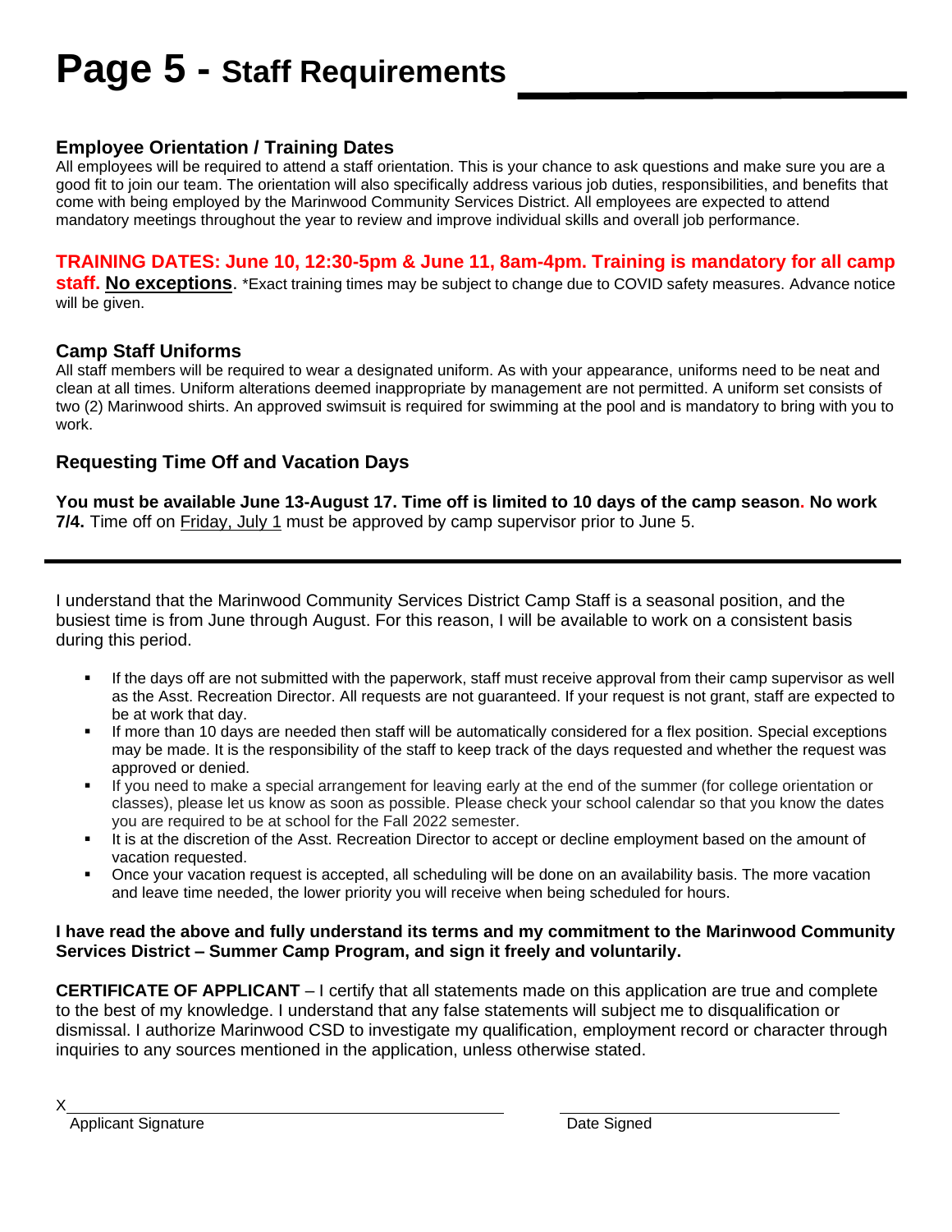# Page 5 - Staff Requirements

### Employee Orientation / Training Dates

All employees will be required to attend a staff orientation. This is your chance to ask questions and make sure you are a good fit to join our team. The orientation will also specifically address various job duties, responsibilities, and benefits that come with being employed by the Marinwood Community Services District. All employees are expected to attend mandatory meetings throughout the year to review and improve individual skills and overall job performance.

**TRAINING DATES: June 10, 12:30-5pm & June 11, 8am-4pm. Training is mandatory for all camp staff. No exceptions**. *Exact training times may be subject to change due to COVID safety measures. Advance notice will be given.

### Camp Staff Uniforms

All staff members will be required to wear a designated uniform. As with your appearance, uniforms need to be neat and clean at all times. Uniform alterations deemed inappropriate by management are not permitted. A uniform set consists of two (2) Marinwood shirts. An approved swimsuit is required for swimming at the pool and is mandatory to bring with you to work.

### Requesting Time Off and Vacation Days

**You must be available June 13-August 17. Time off is limited to 10 days of the camp season. No work 7/4.** Time off on Friday, July 1 must be approved by camp supervisor prior to June 5.

---

I understand that the Marinwood Community Services District Camp Staff is a seasonal position, and the busiest time is from June through August. For this reason, I will be available to work on a consistent basis during this period.

- If the days off are not submitted with the paperwork, staff must receive approval from their camp supervisor as well as the Asst. Recreation Director. All requests are not guaranteed. If your request is not grant, staff are expected to be at work that day.
- If more than 10 days are needed then staff will be automatically considered for a flex position. Special exceptions may be made. It is the responsibility of the staff to keep track of the days requested and whether the request was approved or denied.
- If you need to make a special arrangement for leaving early at the end of the summer (for college orientation or classes), please let us know as soon as possible. Please check your school calendar so that you know the dates you are required to be at school for the Fall 2022 semester.
- It is at the discretion of the Asst. Recreation Director to accept or decline employment based on the amount of vacation requested.
- Once your vacation request is accepted, all scheduling will be done on an availability basis. The more vacation and leave time needed, the lower priority you will receive when being scheduled for hours.

**I have read the above and fully understand its terms and my commitment to the Marinwood Community Services District – Summer Camp Program, and sign it freely and voluntarily.**

**CERTIFICATE OF APPLICANT** – I certify that all statements made on this application are true and complete to the best of my knowledge. I understand that any false statements will subject me to disqualification or dismissal. I authorize Marinwood CSD to investigate my qualification, employment record or character through inquiries to any sources mentioned in the application, unless otherwise stated.

X\_\_\_\_\_\_\_\_\_\_\_\_\_\_\_\_\_\_\_\_\_\_\_\_\_\_\_\_\_\_\_\_\_\_\_\_\_\_ \_\_\_\_\_\_\_\_\_\_\_\_\_\_\_\_\_\_\_\_\_\_\_\_\_\_

Applicant Signature Date Signed